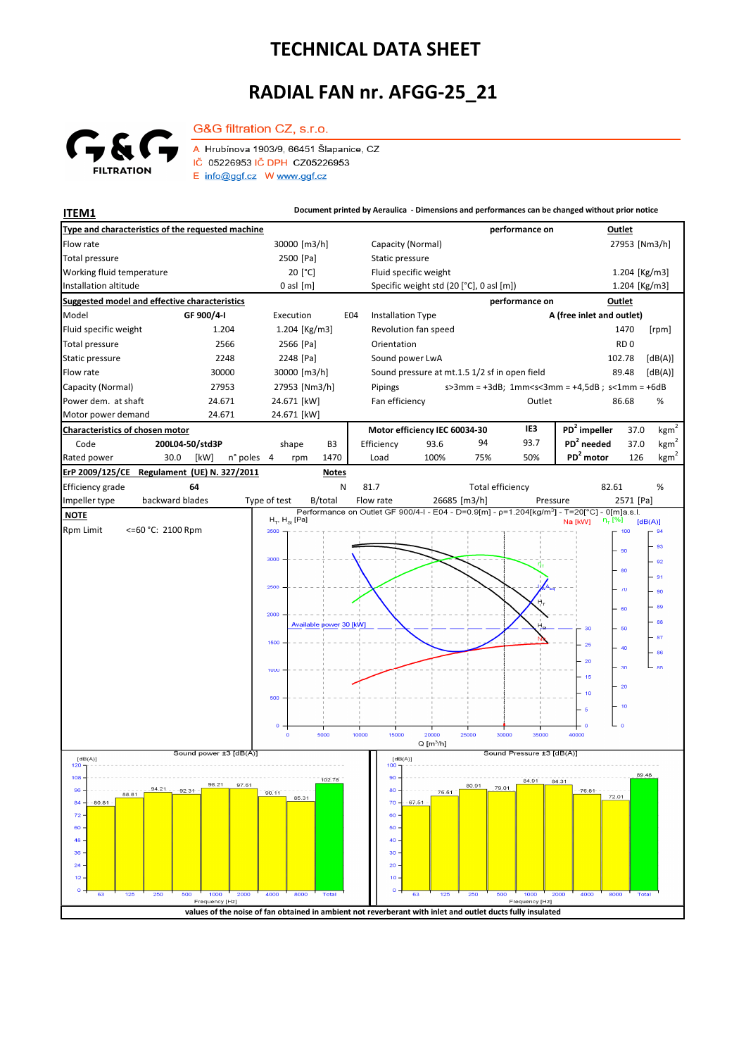# TECHNICAL DATA SHEET

# RADIAL FAN nr. AFGG-25_21

G&G FILTRATION

G&G filtration CZ, s.r.o.

A Hrubínova 1903/9, 66451 Šlapanice, CZ
IČ 05226953 IČ DPH CZ05226953
E info@ggf.cz W www.ggf.cz

**ITEM1**

**Document printed by Aeraulica - Dimensions and performances can be changed without prior notice**

| **Type and characteristics of the requested machine** | | | performance on | **Outlet** |
|---|---|---|---|---|
| Flow rate | 30000 [m3/h] | Capacity (Normal) | | 27953 [Nm3/h] |
| Total pressure | 2500 [Pa] | Static pressure | | |
| Working fluid temperature | 20 [°C] | Fluid specific weight | | 1.204 [Kg/m3] |
| Installation altitude | 0 asl [m] | Specific weight std (20 [°C], 0 asl [m]) | | 1.204 [Kg/m3] |

| **Suggested model and effective characteristics** | | | | performance on | **Outlet** | |
|---|---|---|---|---|---|---|
| Model | **GF 900/4-I** | Execution E04 | Installation Type | | **A (free inlet and outlet)** | |
| Fluid specific weight | 1.204 | 1.204 [Kg/m3] | Revolution fan speed | | 1470 | [rpm] |
| Total pressure | 2566 | 2566 [Pa] | Orientation | | RD 0 | |
| Static pressure | 2248 | 2248 [Pa] | Sound power LwA | | 102.78 | [dB(A)] |
| Flow rate | 30000 | 30000 [m3/h] | Sound pressure at mt.1.5 1/2 sf in open field | | 89.48 | [dB(A)] |
| Capacity (Normal) | 27953 | 27953 [Nm3/h] | Pipings | s>3mm = +3dB; 1mm<s<3mm = +4,5dB ; s<1mm = +6dB | | |
| Power dem. at shaft | 24.671 | 24.671 [kW] | Fan efficiency | Outlet | 86.68 | % |
| Motor power demand | 24.671 | 24.671 [kW] | | | | |

| **Characteristics of chosen motor** | | | | | **Motor efficiency IEC 60034-30** | | | IE3 | | | |
|---|---|---|---|---|---|---|---|---|---|---|---|
| Code | 200L04-50/std3P | shape | B3 | | Efficiency | 93.6 | 94 | 93.7 | $PD^2$ impeller | 37.0 | $kgm^2$ |
| Rated power | 30.0 [kW] | n° poles | 4 | rpm 1470 | Load | 100% | 75% | 50% | $PD^2$ needed | 37.0 | $kgm^2$ |
| | | | | | | | | | $PD^2$ motor | 126 | $kgm^2$ |

| **ErP 2009/125/CE Regulament (UE) N. 327/2011** | | **Notes** | | | | |
|---|---|---|---|---|---|---|
| Efficiency grade | 64 | N | 81.7 | Total efficiency | 82.61 | % |
| Impeller type | backward blades | Type of test | B/total | Flow rate 26685 [m3/h] | Pressure | 2571 [Pa] |

**NOTE**

Rpm Limit <=60 °C: 2100 Rpm

Performance on Outlet GF 900/4-I - E04 - D=0.9[m] - ρ=1.204[kg/m³] - T=20[°C] - 0[m]a.s.l.

Sound power ±3 [dB(A)]

| Frequency [Hz] | 63 | 125 | 250 | 500 | 1000 | 2000 | 4000 | 8000 | Total |
|---|---|---|---|---|---|---|---|---|---|
| dB(A) | 80.81 | 88.81 | 94.21 | 92.31 | 98.21 | 97.61 | 90.11 | 85.31 | 102.78 |

Sound Pressure ±3 [dB(A)]

| Frequency [Hz] | 63 | 125 | 250 | 500 | 1000 | 2000 | 4000 | 8000 | Total |
|---|---|---|---|---|---|---|---|---|---|
| dB(A) | 67.51 | 75.51 | 80.91 | 79.01 | 84.91 | 84.31 | 76.81 | 72.01 | 89.48 |

**values of the noise of fan obtained in ambient not reverberant with inlet and outlet ducts fully insulated**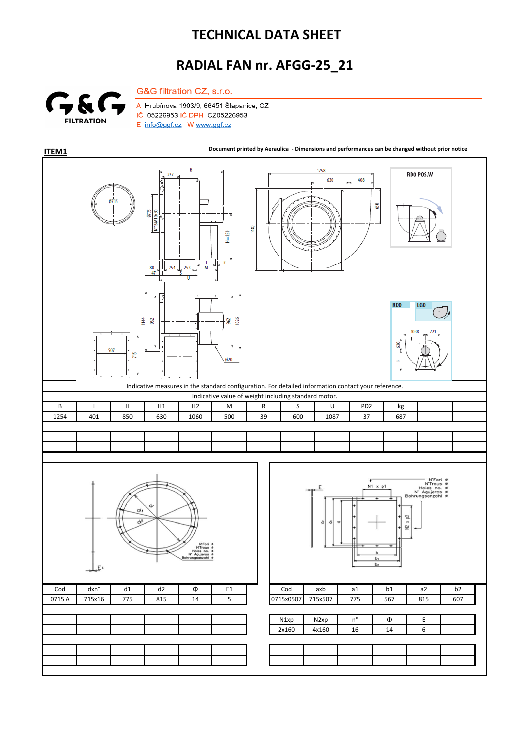# TECHNICAL DATA SHEET

# RADIAL FAN nr. AFGG-25_21

G&G filtration CZ, s.r.o.

A Hrubínova 1903/9, 66451 Šlapanice, CZ
IČ 05226953 IČ DPH CZ05226953
E info@ggf.cz W www.ggf.cz

**ITEM1**

**Document printed by Aeraulica - Dimensions and performances can be changed without prior notice**

Indicative measures in the standard configuration. For detailed information contact your reference.

Indicative value of weight including standard motor.

| B | I | H | H1 | H2 | M | R | S | U | PD2 | kg | | |
|---|---|---|---|---|---|---|---|---|---|---|---|---|
| 1254 | 401 | 850 | 630 | 1060 | 500 | 39 | 600 | 1087 | 37 | 687 | | |

| Cod | dxn° | d1 | d2 | Φ | E1 |
|---|---|---|---|---|---|
| 0715 A | 715x16 | 775 | 815 | 14 | 5 |

| Cod | axb | a1 | b1 | a2 | b2 |
|---|---|---|---|---|---|
| 0715x0507 | 715x507 | 775 | 567 | 815 | 607 |

| N1xp | N2xp | n° | Φ | E | |
|---|---|---|---|---|---|
| 2x160 | 4x160 | 16 | 14 | 6 | |